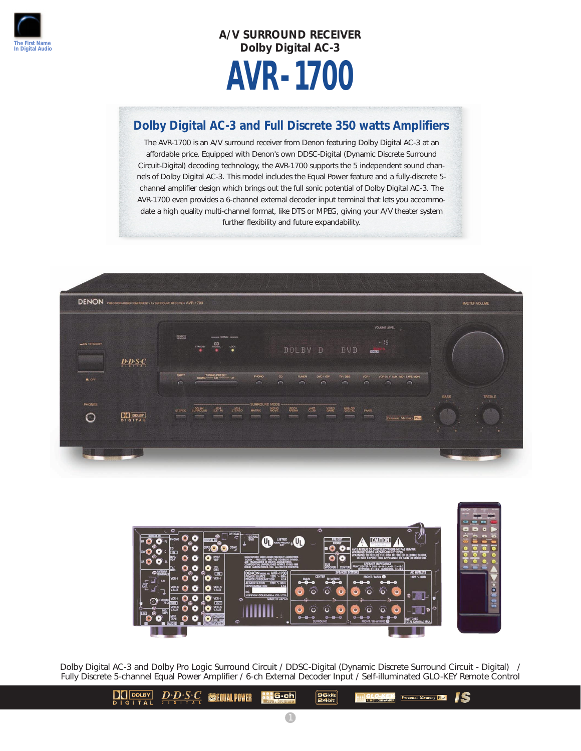The First Name In Digital Audio

# A/V SURROUND RECEIVER
## Dolby Digital AC-3

# AVR-1700

## Dolby Digital AC-3 and Full Discrete 350 watts Amplifiers

The AVR-1700 is an A/V surround receiver from Denon featuring Dolby Digital AC-3 at an affordable price. Equipped with Denon's own DDSC-Digital (Dynamic Discrete Surround Circuit-Digital) decoding technology, the AVR-1700 supports the 5 independent sound channels of Dolby Digital AC-3. This model includes the Equal Power feature and a fully-discrete 5-channel amplifier design which brings out the full sonic potential of Dolby Digital AC-3. The AVR-1700 even provides a 6-channel external decoder input terminal that lets you accommodate a high quality multi-channel format, like DTS or MPEG, giving your A/V theater system further flexibility and future expandability.

Dolby Digital AC-3 and Dolby Pro Logic Surround Circuit / DDSC-Digital (Dynamic Discrete Surround Circuit - Digital) / Fully Discrete 5-channel Equal Power Amplifier / 6-ch External Decoder Input / Self-illuminated GLO-KEY Remote Control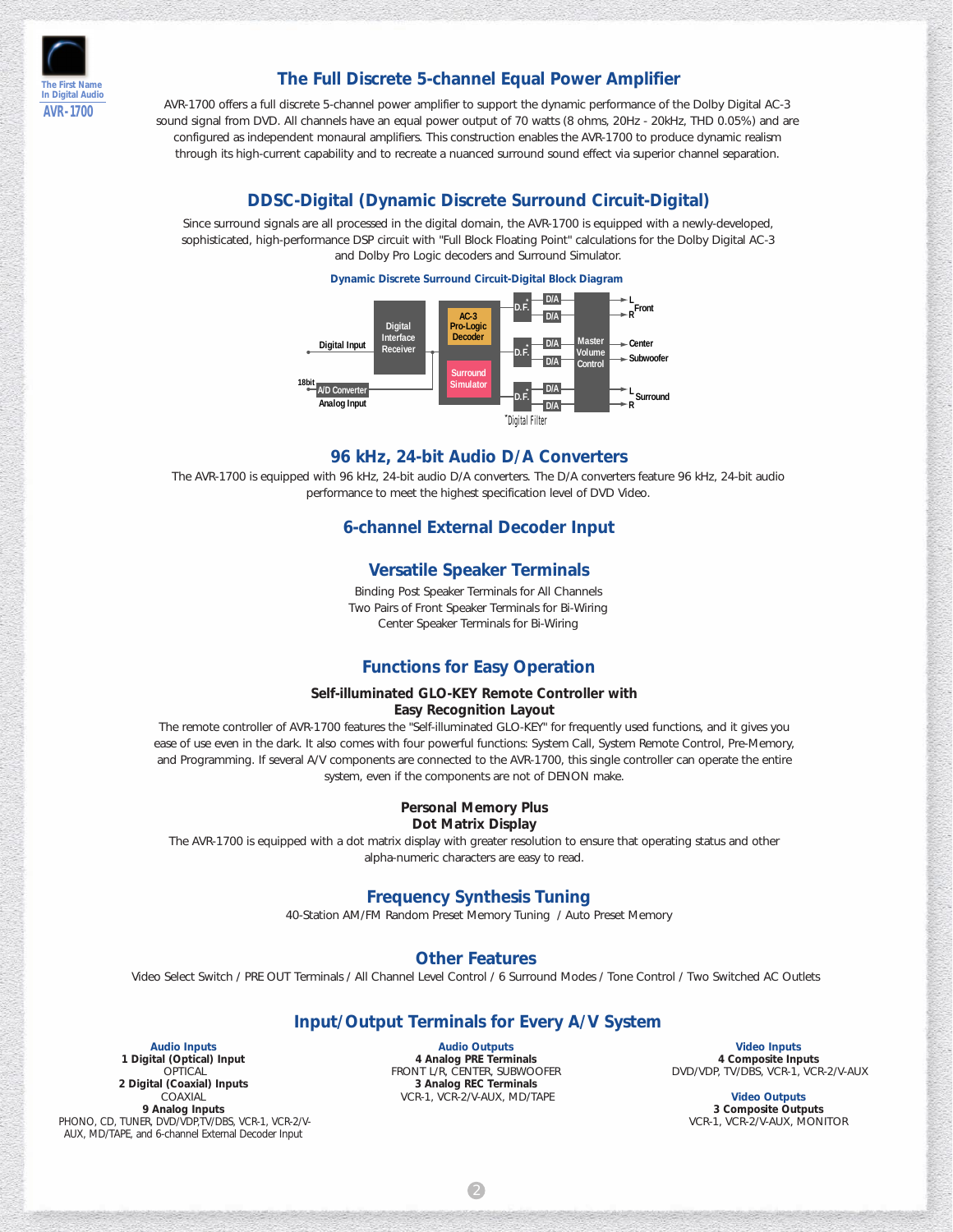The First Name In Digital Audio
**AVR-1700**

## The Full Discrete 5-channel Equal Power Amplifier

AVR-1700 offers a full discrete 5-channel power amplifier to support the dynamic performance of the Dolby Digital AC-3 sound signal from DVD. All channels have an equal power output of 70 watts (8 ohms, 20Hz - 20kHz, THD 0.05%) and are configured as independent monaural amplifiers. This construction enables the AVR-1700 to produce dynamic realism through its high-current capability and to recreate a nuanced surround sound effect via superior channel separation.

## DDSC-Digital (Dynamic Discrete Surround Circuit-Digital)

Since surround signals are all processed in the digital domain, the AVR-1700 is equipped with a newly-developed, sophisticated, high-performance DSP circuit with "Full Block Floating Point" calculations for the Dolby Digital AC-3 and Dolby Pro Logic decoders and Surround Simulator.

**Dynamic Discrete Surround Circuit-Digital Block Diagram**

Digital Input → Digital Interface Receiver → AC-3 Pro-Logic Decoder / Surround Simulator → D.F.* → D/A → Master Volume Control → L/R Front, Center, Subwoofer, L/R Surround

18bit A/D Converter ← Analog Input

*Digital Filter

## 96 kHz, 24-bit Audio D/A Converters

The AVR-1700 is equipped with 96 kHz, 24-bit audio D/A converters. The D/A converters feature 96 kHz, 24-bit audio performance to meet the highest specification level of DVD Video.

## 6-channel External Decoder Input

## Versatile Speaker Terminals

Binding Post Speaker Terminals for All Channels
Two Pairs of Front Speaker Terminals for Bi-Wiring
Center Speaker Terminals for Bi-Wiring

## Functions for Easy Operation

### Self-illuminated GLO-KEY Remote Controller with Easy Recognition Layout

The remote controller of AVR-1700 features the "Self-illuminated GLO-KEY" for frequently used functions, and it gives you ease of use even in the dark. It also comes with four powerful functions: System Call, System Remote Control, Pre-Memory, and Programming. If several A/V components are connected to the AVR-1700, this single controller can operate the entire system, even if the components are not of DENON make.

### Personal Memory Plus

### Dot Matrix Display

The AVR-1700 is equipped with a dot matrix display with greater resolution to ensure that operating status and other alpha-numeric characters are easy to read.

## Frequency Synthesis Tuning

40-Station AM/FM Random Preset Memory Tuning / Auto Preset Memory

## Other Features

Video Select Switch / PRE OUT Terminals / All Channel Level Control / 6 Surround Modes / Tone Control / Two Switched AC Outlets

## Input/Output Terminals for Every A/V System

**Audio Inputs**
**1 Digital (Optical) Input**
OPTICAL
**2 Digital (Coaxial) Inputs**
COAXIAL
**9 Analog Inputs**
PHONO, CD, TUNER, DVD/VDP,TV/DBS, VCR-1, VCR-2/V-AUX, MD/TAPE, and 6-channel External Decoder Input

**Audio Outputs**
**4 Analog PRE Terminals**
FRONT L/R, CENTER, SUBWOOFER
**3 Analog REC Terminals**
VCR-1, VCR-2/V-AUX, MD/TAPE

**Video Inputs**
**4 Composite Inputs**
DVD/VDP, TV/DBS, VCR-1, VCR-2/V-AUX

**Video Outputs**
**3 Composite Outputs**
VCR-1, VCR-2/V-AUX, MONITOR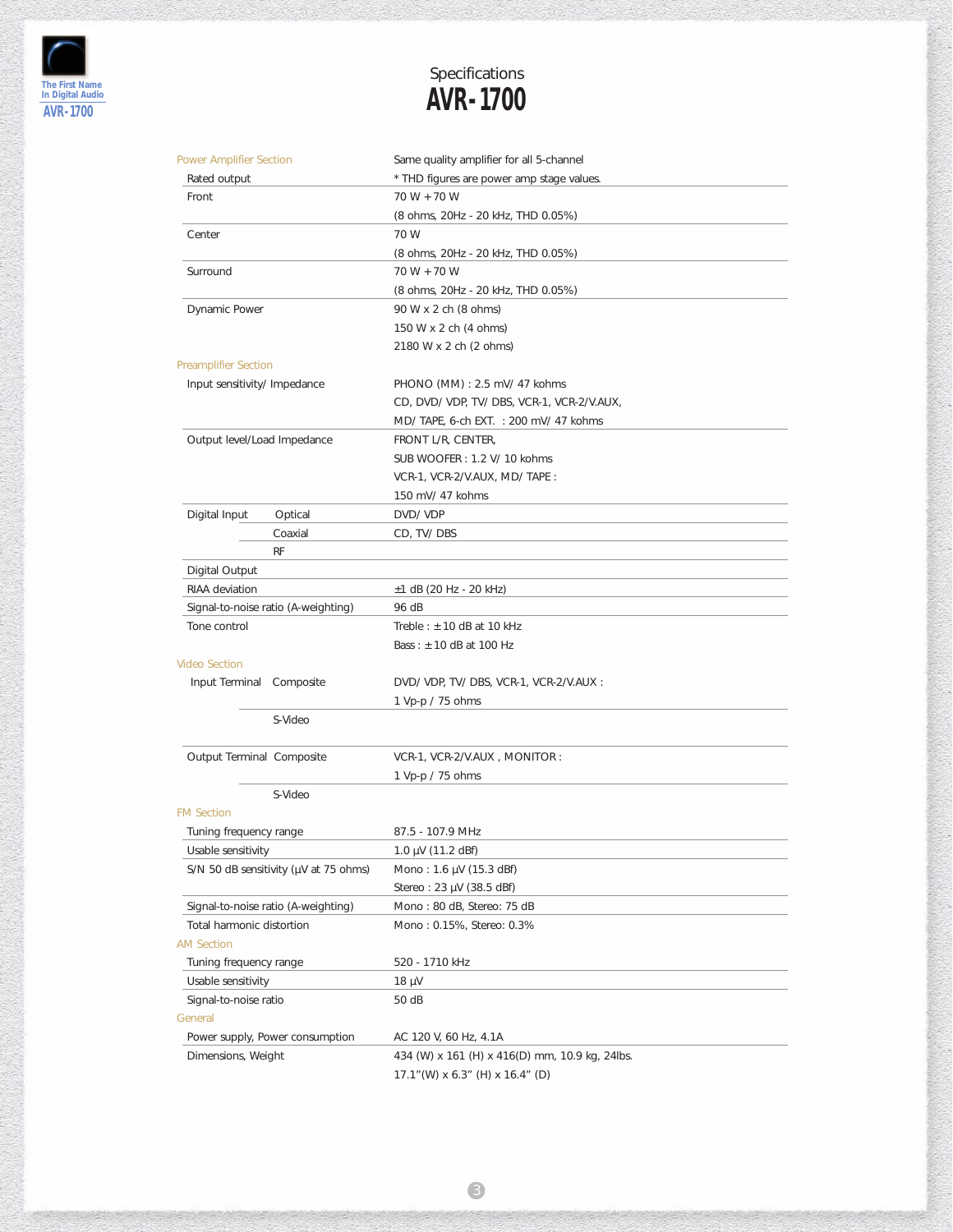# Specifications

# AVR-1700

| | | |
|---|---|---|
| **Power Amplifier Section** | | Same quality amplifier for all 5-channel |
| Rated output | | * THD figures are power amp stage values. |
| Front | | 70 W + 70 W<br>(8 ohms, 20Hz - 20 kHz, THD 0.05%) |
| Center | | 70 W<br>(8 ohms, 20Hz - 20 kHz, THD 0.05%) |
| Surround | | 70 W + 70 W<br>(8 ohms, 20Hz - 20 kHz, THD 0.05%) |
| Dynamic Power | | 90 W x 2 ch (8 ohms)<br>150 W x 2 ch (4 ohms)<br>2180 W x 2 ch (2 ohms) |
| **Preamplifier Section** | | |
| Input sensitivity/ Impedance | | PHONO (MM) : 2.5 mV/ 47 kohms<br>CD, DVD/ VDP, TV/ DBS, VCR-1, VCR-2/V.AUX,<br>MD/ TAPE, 6-ch EXT. : 200 mV/ 47 kohms |
| Output level/Load Impedance | | FRONT L/R, CENTER,<br>SUB WOOFER : 1.2 V/ 10 kohms<br>VCR-1, VCR-2/V.AUX, MD/ TAPE :<br>150 mV/ 47 kohms |
| Digital Input | Optical | DVD/ VDP |
| | Coaxial | CD, TV/ DBS |
| | RF | |
| Digital Output | | |
| RIAA deviation | | ±1 dB (20 Hz - 20 kHz) |
| Signal-to-noise ratio (A-weighting) | | 96 dB |
| Tone control | | Treble : ± 10 dB at 10 kHz<br>Bass : ± 10 dB at 100 Hz |
| **Video Section** | | |
| Input Terminal | Composite | DVD/ VDP, TV/ DBS, VCR-1, VCR-2/V.AUX :<br>1 Vp-p / 75 ohms |
| | S-Video | |
| Output Terminal | Composite | VCR-1, VCR-2/V.AUX , MONITOR :<br>1 Vp-p / 75 ohms |
| | S-Video | |
| **FM Section** | | |
| Tuning frequency range | | 87.5 - 107.9 MHz |
| Usable sensitivity | | 1.0 µV (11.2 dBf) |
| S/N 50 dB sensitivity (µV at 75 ohms) | | Mono : 1.6 µV (15.3 dBf)<br>Stereo : 23 µV (38.5 dBf) |
| Signal-to-noise ratio (A-weighting) | | Mono : 80 dB, Stereo: 75 dB |
| Total harmonic distortion | | Mono : 0.15%, Stereo: 0.3% |
| **AM Section** | | |
| Tuning frequency range | | 520 - 1710 kHz |
| Usable sensitivity | | 18 µV |
| Signal-to-noise ratio | | 50 dB |
| **General** | | |
| Power supply, Power consumption | | AC 120 V, 60 Hz, 4.1A |
| Dimensions, Weight | | 434 (W) x 161 (H) x 416(D) mm, 10.9 kg, 24lbs.<br>17.1"(W) x 6.3" (H) x 16.4" (D) |